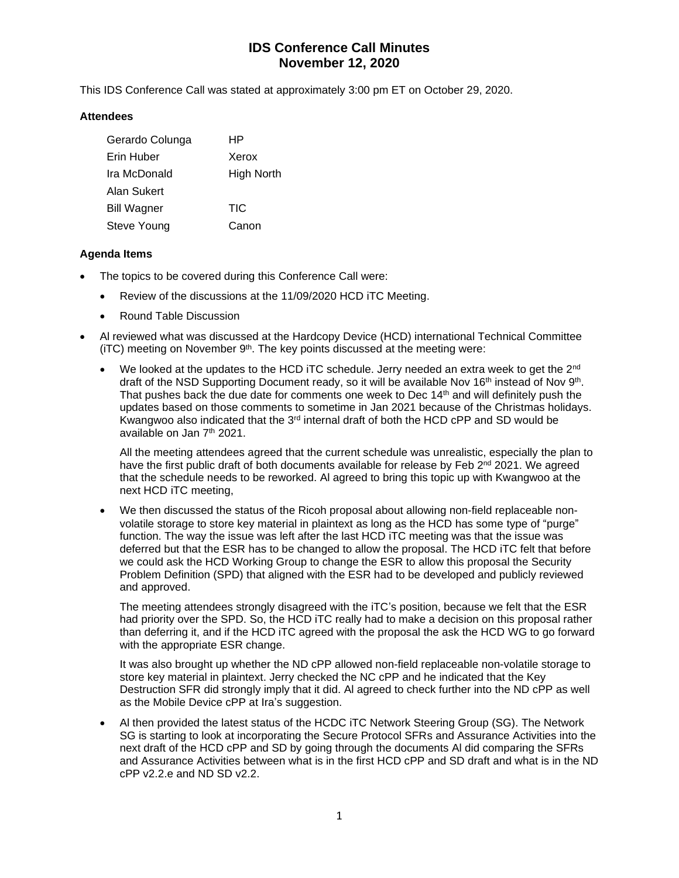# IDS Conference Call Minutes
# November 12, 2020

This IDS Conference Call was stated at approximately 3:00 pm ET on October 29, 2020.

### Attendees

| | |
|---|---|
| Gerardo Colunga | HP |
| Erin Huber | Xerox |
| Ira McDonald | High North |
| Alan Sukert | |
| Bill Wagner | TIC |
| Steve Young | Canon |

### Agenda Items

- The topics to be covered during this Conference Call were:
  - Review of the discussions at the 11/09/2020 HCD iTC Meeting.
  - Round Table Discussion
- Al reviewed what was discussed at the Hardcopy Device (HCD) international Technical Committee (iTC) meeting on November 9th. The key points discussed at the meeting were:
  - We looked at the updates to the HCD iTC schedule. Jerry needed an extra week to get the 2nd draft of the NSD Supporting Document ready, so it will be available Nov 16th instead of Nov 9th. That pushes back the due date for comments one week to Dec 14th and will definitely push the updates based on those comments to sometime in Jan 2021 because of the Christmas holidays. Kwangwoo also indicated that the 3rd internal draft of both the HCD cPP and SD would be available on Jan 7th 2021.

    All the meeting attendees agreed that the current schedule was unrealistic, especially the plan to have the first public draft of both documents available for release by Feb 2nd 2021. We agreed that the schedule needs to be reworked. Al agreed to bring this topic up with Kwangwoo at the next HCD iTC meeting,
  - We then discussed the status of the Ricoh proposal about allowing non-field replaceable non-volatile storage to store key material in plaintext as long as the HCD has some type of "purge" function. The way the issue was left after the last HCD iTC meeting was that the issue was deferred but that the ESR has to be changed to allow the proposal. The HCD iTC felt that before we could ask the HCD Working Group to change the ESR to allow this proposal the Security Problem Definition (SPD) that aligned with the ESR had to be developed and publicly reviewed and approved.

    The meeting attendees strongly disagreed with the iTC's position, because we felt that the ESR had priority over the SPD. So, the HCD iTC really had to make a decision on this proposal rather than deferring it, and if the HCD iTC agreed with the proposal the ask the HCD WG to go forward with the appropriate ESR change.

    It was also brought up whether the ND cPP allowed non-field replaceable non-volatile storage to store key material in plaintext. Jerry checked the NC cPP and he indicated that the Key Destruction SFR did strongly imply that it did. Al agreed to check further into the ND cPP as well as the Mobile Device cPP at Ira's suggestion.
  - Al then provided the latest status of the HCDC iTC Network Steering Group (SG). The Network SG is starting to look at incorporating the Secure Protocol SFRs and Assurance Activities into the next draft of the HCD cPP and SD by going through the documents Al did comparing the SFRs and Assurance Activities between what is in the first HCD cPP and SD draft and what is in the ND cPP v2.2.e and ND SD v2.2.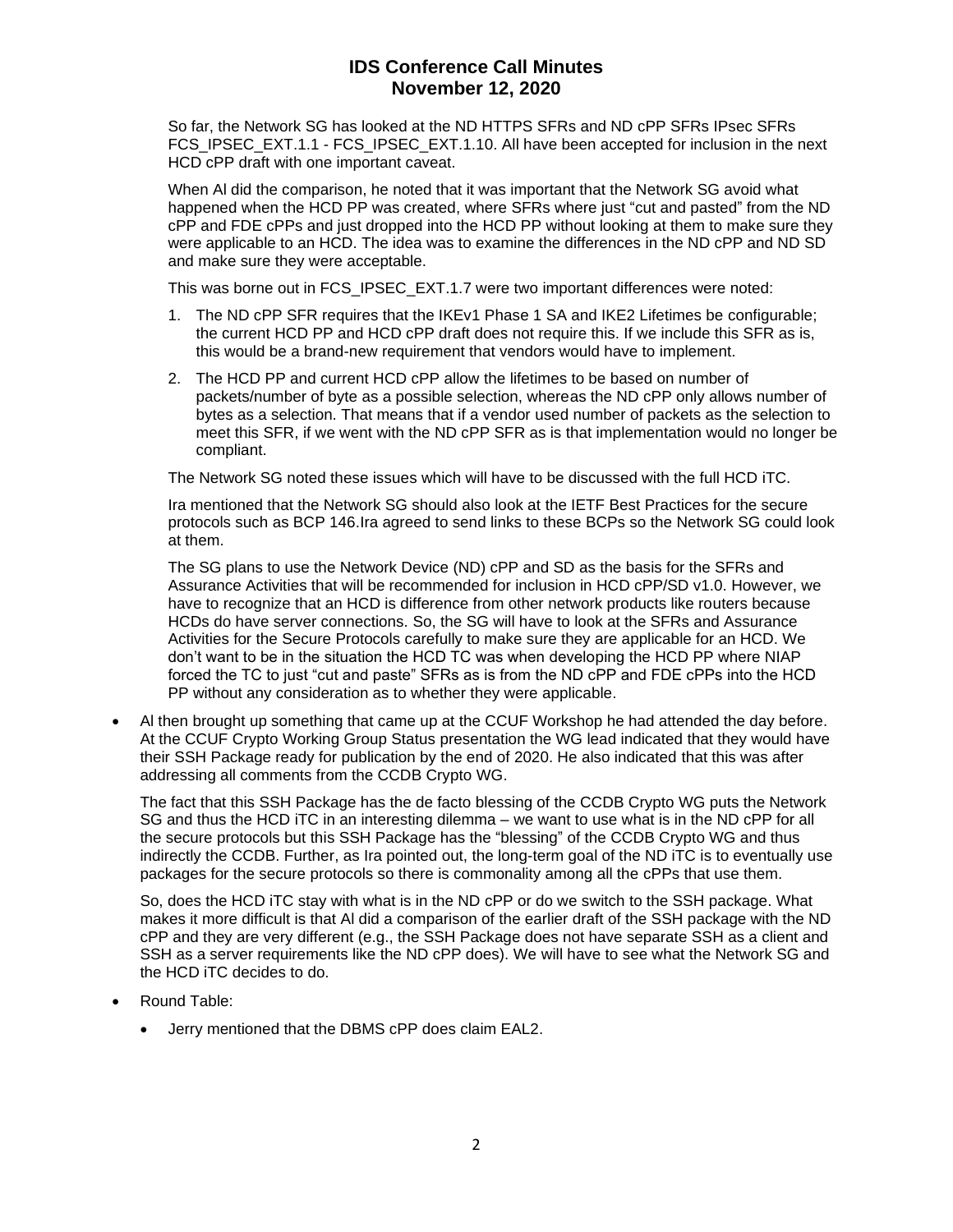So far, the Network SG has looked at the ND HTTPS SFRs and ND cPP SFRs IPsec SFRs FCS_IPSEC_EXT.1.1 - FCS_IPSEC_EXT.1.10. All have been accepted for inclusion in the next HCD cPP draft with one important caveat.

When Al did the comparison, he noted that it was important that the Network SG avoid what happened when the HCD PP was created, where SFRs where just "cut and pasted" from the ND cPP and FDE cPPs and just dropped into the HCD PP without looking at them to make sure they were applicable to an HCD. The idea was to examine the differences in the ND cPP and ND SD and make sure they were acceptable.

This was borne out in FCS_IPSEC_EXT.1.7 were two important differences were noted:

1. The ND cPP SFR requires that the IKEv1 Phase 1 SA and IKE2 Lifetimes be configurable; the current HCD PP and HCD cPP draft does not require this. If we include this SFR as is, this would be a brand-new requirement that vendors would have to implement.
2. The HCD PP and current HCD cPP allow the lifetimes to be based on number of packets/number of byte as a possible selection, whereas the ND cPP only allows number of bytes as a selection. That means that if a vendor used number of packets as the selection to meet this SFR, if we went with the ND cPP SFR as is that implementation would no longer be compliant.

The Network SG noted these issues which will have to be discussed with the full HCD iTC.

Ira mentioned that the Network SG should also look at the IETF Best Practices for the secure protocols such as BCP 146.Ira agreed to send links to these BCPs so the Network SG could look at them.

The SG plans to use the Network Device (ND) cPP and SD as the basis for the SFRs and Assurance Activities that will be recommended for inclusion in HCD cPP/SD v1.0. However, we have to recognize that an HCD is difference from other network products like routers because HCDs do have server connections. So, the SG will have to look at the SFRs and Assurance Activities for the Secure Protocols carefully to make sure they are applicable for an HCD. We don't want to be in the situation the HCD TC was when developing the HCD PP where NIAP forced the TC to just "cut and paste" SFRs as is from the ND cPP and FDE cPPs into the HCD PP without any consideration as to whether they were applicable.

- Al then brought up something that came up at the CCUF Workshop he had attended the day before. At the CCUF Crypto Working Group Status presentation the WG lead indicated that they would have their SSH Package ready for publication by the end of 2020. He also indicated that this was after addressing all comments from the CCDB Crypto WG.

  The fact that this SSH Package has the de facto blessing of the CCDB Crypto WG puts the Network SG and thus the HCD iTC in an interesting dilemma – we want to use what is in the ND cPP for all the secure protocols but this SSH Package has the "blessing" of the CCDB Crypto WG and thus indirectly the CCDB. Further, as Ira pointed out, the long-term goal of the ND iTC is to eventually use packages for the secure protocols so there is commonality among all the cPPs that use them.

  So, does the HCD iTC stay with what is in the ND cPP or do we switch to the SSH package. What makes it more difficult is that Al did a comparison of the earlier draft of the SSH package with the ND cPP and they are very different (e.g., the SSH Package does not have separate SSH as a client and SSH as a server requirements like the ND cPP does). We will have to see what the Network SG and the HCD iTC decides to do.

- Round Table:
  - Jerry mentioned that the DBMS cPP does claim EAL2.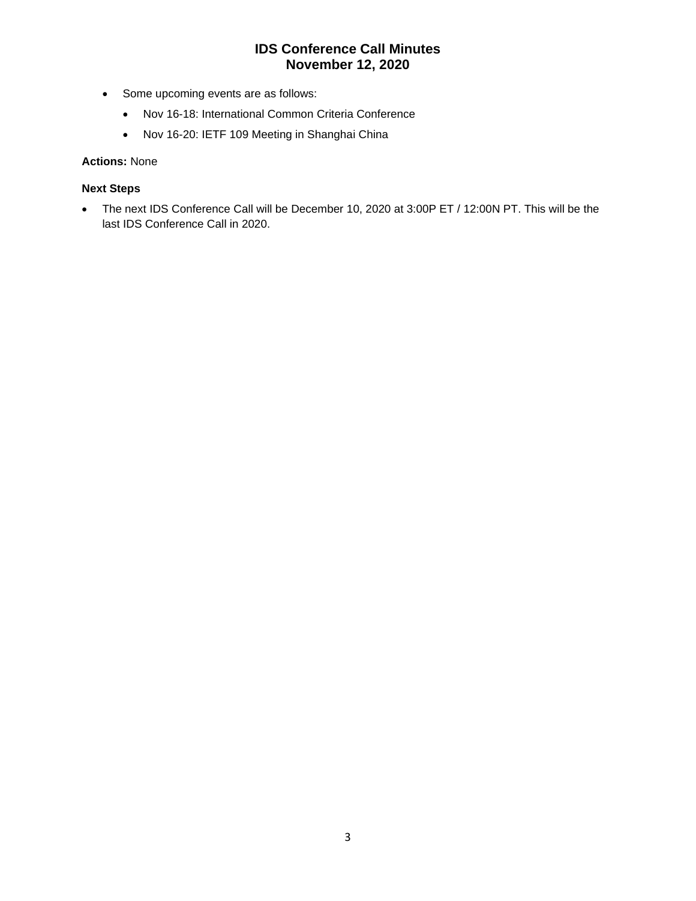- Some upcoming events are as follows:
  - Nov 16-18: International Common Criteria Conference
  - Nov 16-20: IETF 109 Meeting in Shanghai China

**Actions:** None

**Next Steps**

- The next IDS Conference Call will be December 10, 2020 at 3:00P ET / 12:00N PT. This will be the last IDS Conference Call in 2020.